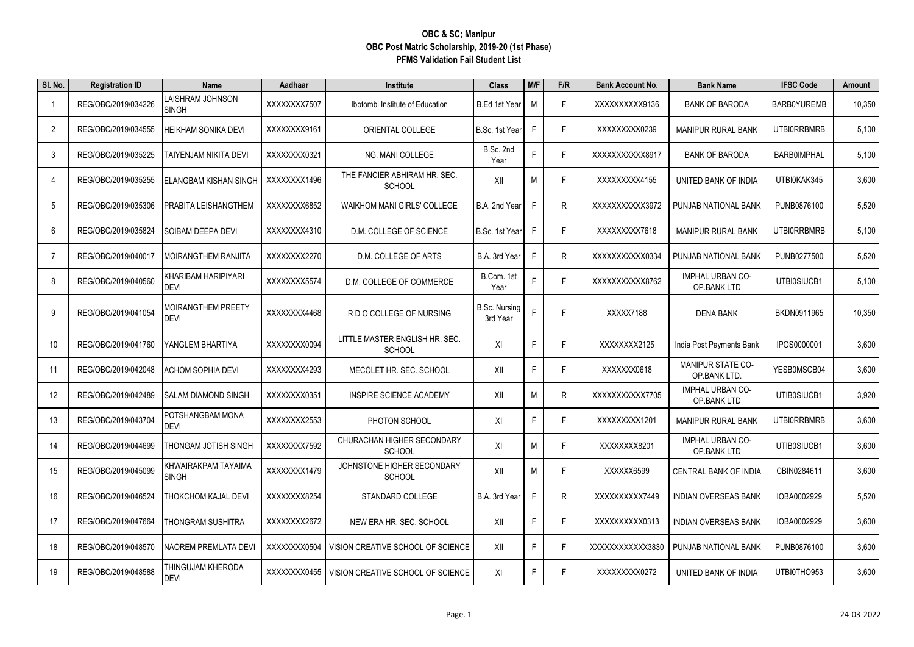# OBC & SC; Manipur
## OBC Post Matric Scholarship, 2019-20 (1st Phase)
### PFMS Validation Fail Student List

| Sl. No. | Registration ID | Name | Aadhaar | Institute | Class | M/F | F/R | Bank Account No. | Bank Name | IFSC Code | Amount |
|---|---|---|---|---|---|---|---|---|---|---|---|
| 1 | REG/OBC/2019/034226 | LAISHRAM JOHNSON SINGH | XXXXXXXX7507 | Ibotombi Institute of Education | B.Ed 1st Year | M | F | XXXXXXXXXX9136 | BANK OF BARODA | BARB0YUREMB | 10,350 |
| 2 | REG/OBC/2019/034555 | HEIKHAM SONIKA DEVI | XXXXXXXX9161 | ORIENTAL COLLEGE | B.Sc. 1st Year | F | F | XXXXXXXXX0239 | MANIPUR RURAL BANK | UTBI0RRBMRB | 5,100 |
| 3 | REG/OBC/2019/035225 | TAIYENJAM NIKITA DEVI | XXXXXXXX0321 | NG. MANI COLLEGE | B.Sc. 2nd Year | F | F | XXXXXXXXXXX8917 | BANK OF BARODA | BARB0IMPHAL | 5,100 |
| 4 | REG/OBC/2019/035255 | ELANGBAM KISHAN SINGH | XXXXXXXX1496 | THE FANCIER ABHIRAM HR. SEC. SCHOOL | XII | M | F | XXXXXXXXX4155 | UNITED BANK OF INDIA | UTBI0KAK345 | 3,600 |
| 5 | REG/OBC/2019/035306 | PRABITA LEISHANGTHEM | XXXXXXXX6852 | WAIKHOM MANI GIRLS' COLLEGE | B.A. 2nd Year | F | R | XXXXXXXXXXX3972 | PUNJAB NATIONAL BANK | PUNB0876100 | 5,520 |
| 6 | REG/OBC/2019/035824 | SOIBAM DEEPA DEVI | XXXXXXXX4310 | D.M. COLLEGE OF SCIENCE | B.Sc. 1st Year | F | F | XXXXXXXXX7618 | MANIPUR RURAL BANK | UTBI0RRBMRB | 5,100 |
| 7 | REG/OBC/2019/040017 | MOIRANGTHEM RANJITA | XXXXXXXX2270 | D.M. COLLEGE OF ARTS | B.A. 3rd Year | F | R | XXXXXXXXXXX0334 | PUNJAB NATIONAL BANK | PUNB0277500 | 5,520 |
| 8 | REG/OBC/2019/040560 | KHARIBAM HARIPIYARI DEVI | XXXXXXXX5574 | D.M. COLLEGE OF COMMERCE | B.Com. 1st Year | F | F | XXXXXXXXXXX8762 | IMPHAL URBAN CO-OP.BANK LTD | UTBI0SIUCB1 | 5,100 |
| 9 | REG/OBC/2019/041054 | MOIRANGTHEM PREETY DEVI | XXXXXXXX4468 | R D O COLLEGE OF NURSING | B.Sc. Nursing 3rd Year | F | F | XXXXX7188 | DENA BANK | BKDN0911965 | 10,350 |
| 10 | REG/OBC/2019/041760 | YANGLEM BHARTIYA | XXXXXXXX0094 | LITTLE MASTER ENGLISH HR. SEC. SCHOOL | XI | F | F | XXXXXXXX2125 | India Post Payments Bank | IPOS0000001 | 3,600 |
| 11 | REG/OBC/2019/042048 | ACHOM SOPHIA DEVI | XXXXXXXX4293 | MECOLET HR. SEC. SCHOOL | XII | F | F | XXXXXXX0618 | MANIPUR STATE CO-OP.BANK LTD. | YESB0MSCB04 | 3,600 |
| 12 | REG/OBC/2019/042489 | SALAM DIAMOND SINGH | XXXXXXXX0351 | INSPIRE SCIENCE ACADEMY | XII | M | R | XXXXXXXXXXX7705 | IMPHAL URBAN CO-OP.BANK LTD | UTIB0SIUCB1 | 3,920 |
| 13 | REG/OBC/2019/043704 | POTSHANGBAM MONA DEVI | XXXXXXXX2553 | PHOTON SCHOOL | XI | F | F | XXXXXXXXX1201 | MANIPUR RURAL BANK | UTBI0RRBMRB | 3,600 |
| 14 | REG/OBC/2019/044699 | THONGAM JOTISH SINGH | XXXXXXXX7592 | CHURACHAN HIGHER SECONDARY SCHOOL | XI | M | F | XXXXXXXX8201 | IMPHAL URBAN CO-OP.BANK LTD | UTIB0SIUCB1 | 3,600 |
| 15 | REG/OBC/2019/045099 | KHWAIRAKPAM TAYAIMA SINGH | XXXXXXXX1479 | JOHNSTONE HIGHER SECONDARY SCHOOL | XII | M | F | XXXXXX6599 | CENTRAL BANK OF INDIA | CBIN0284611 | 3,600 |
| 16 | REG/OBC/2019/046524 | THOKCHOM KAJAL DEVI | XXXXXXXX8254 | STANDARD COLLEGE | B.A. 3rd Year | F | R | XXXXXXXXXX7449 | INDIAN OVERSEAS BANK | IOBA0002929 | 5,520 |
| 17 | REG/OBC/2019/047664 | THONGRAM SUSHITRA | XXXXXXXX2672 | NEW ERA HR. SEC. SCHOOL | XII | F | F | XXXXXXXXXX0313 | INDIAN OVERSEAS BANK | IOBA0002929 | 3,600 |
| 18 | REG/OBC/2019/048570 | NAOREM PREMLATA DEVI | XXXXXXXX0504 | VISION CREATIVE SCHOOL OF SCIENCE | XII | F | F | XXXXXXXXXXXX3830 | PUNJAB NATIONAL BANK | PUNB0876100 | 3,600 |
| 19 | REG/OBC/2019/048588 | THINGUJAM KHERODA DEVI | XXXXXXXX0455 | VISION CREATIVE SCHOOL OF SCIENCE | XI | F | F | XXXXXXXXX0272 | UNITED BANK OF INDIA | UTBI0THO953 | 3,600 |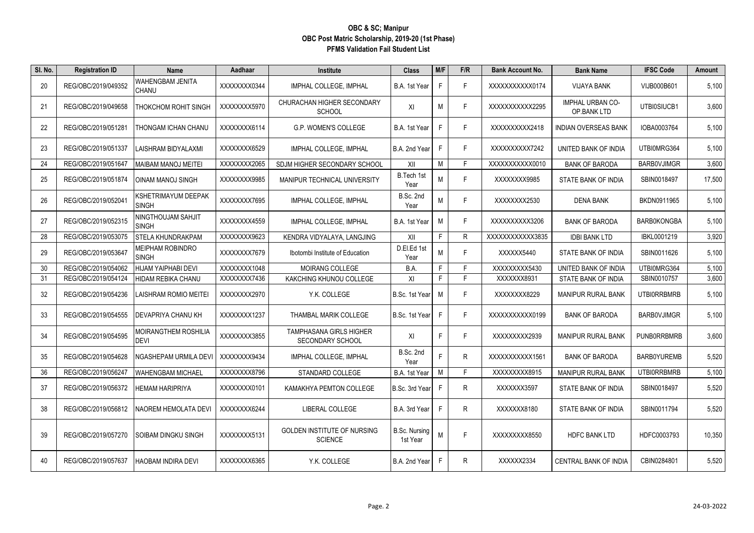**OBC & SC; Manipur**
**OBC Post Matric Scholarship, 2019-20 (1st Phase)**
**PFMS Validation Fail Student List**

| Sl. No. | Registration ID | Name | Aadhaar | Institute | Class | M/F | F/R | Bank Account No. | Bank Name | IFSC Code | Amount |
|---|---|---|---|---|---|---|---|---|---|---|---|
| 20 | REG/OBC/2019/049352 | WAHENGBAM JENITA CHANU | XXXXXXXX0344 | IMPHAL COLLEGE, IMPHAL | B.A. 1st Year | F | F | XXXXXXXXXXX0174 | VIJAYA BANK | VIJB000B601 | 5,100 |
| 21 | REG/OBC/2019/049658 | THOKCHOM ROHIT SINGH | XXXXXXXX5970 | CHURACHAN HIGHER SECONDARY SCHOOL | XI | M | F | XXXXXXXXXXX2295 | IMPHAL URBAN CO-OP.BANK LTD | UTBI0SIUCB1 | 3,600 |
| 22 | REG/OBC/2019/051281 | THONGAM ICHAN CHANU | XXXXXXXX6114 | G.P. WOMEN'S COLLEGE | B.A. 1st Year | F | F | XXXXXXXXXX2418 | INDIAN OVERSEAS BANK | IOBA0003764 | 5,100 |
| 23 | REG/OBC/2019/051337 | LAISHRAM BIDYALAXMI | XXXXXXXX6529 | IMPHAL COLLEGE, IMPHAL | B.A. 2nd Year | F | F | XXXXXXXXXX7242 | UNITED BANK OF INDIA | UTBI0MRG364 | 5,100 |
| 24 | REG/OBC/2019/051647 | MAIBAM MANOJ MEITEI | XXXXXXXX2065 | SDJM HIGHER SECONDARY SCHOOL | XII | M | F | XXXXXXXXXXX0010 | BANK OF BARODA | BARB0VJIMGR | 3,600 |
| 25 | REG/OBC/2019/051874 | OINAM MANOJ SINGH | XXXXXXXX9985 | MANIPUR TECHNICAL UNIVERSITY | B.Tech 1st Year | M | F | XXXXXXXX9985 | STATE BANK OF INDIA | SBIN0018497 | 17,500 |
| 26 | REG/OBC/2019/052041 | KSHETRIMAYUM DEEPAK SINGH | XXXXXXXX7695 | IMPHAL COLLEGE, IMPHAL | B.Sc. 2nd Year | M | F | XXXXXXXX2530 | DENA BANK | BKDN0911965 | 5,100 |
| 27 | REG/OBC/2019/052315 | NINGTHOUJAM SAHJIT SINGH | XXXXXXXX4559 | IMPHAL COLLEGE, IMPHAL | B.A. 1st Year | M | F | XXXXXXXXXX3206 | BANK OF BARODA | BARB0KONGBA | 5,100 |
| 28 | REG/OBC/2019/053075 | STELA KHUNDRAKPAM | XXXXXXXX9623 | KENDRA VIDYALAYA, LANGJING | XII | F | R | XXXXXXXXXXXX3835 | IDBI BANK LTD | IBKL0001219 | 3,920 |
| 29 | REG/OBC/2019/053647 | MEIPHAM ROBINDRO SINGH | XXXXXXXX7679 | Ibotombi Institute of Education | D.El.Ed 1st Year | M | F | XXXXXX5440 | STATE BANK OF INDIA | SBIN0011626 | 5,100 |
| 30 | REG/OBC/2019/054062 | HIJAM YAIPHABI DEVI | XXXXXXXX1048 | MOIRANG COLLEGE | B.A. | F | F | XXXXXXXXX5430 | UNITED BANK OF INDIA | UTBI0MRG364 | 5,100 |
| 31 | REG/OBC/2019/054124 | HIDAM REBIKA CHANU | XXXXXXXX7436 | KAKCHING KHUNOU COLLEGE | XI | F | F | XXXXXXX8931 | STATE BANK OF INDIA | SBIN0010757 | 3,600 |
| 32 | REG/OBC/2019/054236 | LAISHRAM ROMIO MEITEI | XXXXXXXX2970 | Y.K. COLLEGE | B.Sc. 1st Year | M | F | XXXXXXXX8229 | MANIPUR RURAL BANK | UTBI0RRBMRB | 5,100 |
| 33 | REG/OBC/2019/054555 | DEVAPRIYA CHANU KH | XXXXXXXX1237 | THAMBAL MARIK COLLEGE | B.Sc. 1st Year | F | F | XXXXXXXXXXX0199 | BANK OF BARODA | BARB0VJIMGR | 5,100 |
| 34 | REG/OBC/2019/054595 | MOIRANGTHEM ROSHILIA DEVI | XXXXXXXX3855 | TAMPHASANA GIRLS HIGHER SECONDARY SCHOOL | XI | F | F | XXXXXXXXX2939 | MANIPUR RURAL BANK | PUNB0RRBMRB | 3,600 |
| 35 | REG/OBC/2019/054628 | NGASHEPAM URMILA DEVI | XXXXXXXX9434 | IMPHAL COLLEGE, IMPHAL | B.Sc. 2nd Year | F | R | XXXXXXXXXXX1561 | BANK OF BARODA | BARB0YUREMB | 5,520 |
| 36 | REG/OBC/2019/056247 | WAHENGBAM MICHAEL | XXXXXXXX8796 | STANDARD COLLEGE | B.A. 1st Year | M | F | XXXXXXXXX8915 | MANIPUR RURAL BANK | UTBI0RRBMRB | 5,100 |
| 37 | REG/OBC/2019/056372 | HEMAM HARIPRIYA | XXXXXXXX0101 | KAMAKHYA PEMTON COLLEGE | B.Sc. 3rd Year | F | R | XXXXXXX3597 | STATE BANK OF INDIA | SBIN0018497 | 5,520 |
| 38 | REG/OBC/2019/056812 | NAOREM HEMOLATA DEVI | XXXXXXXX6244 | LIBERAL COLLEGE | B.A. 3rd Year | F | R | XXXXXXX8180 | STATE BANK OF INDIA | SBIN0011794 | 5,520 |
| 39 | REG/OBC/2019/057270 | SOIBAM DINGKU SINGH | XXXXXXXX5131 | GOLDEN INSTITUTE OF NURSING SCIENCE | B.Sc. Nursing 1st Year | M | F | XXXXXXXXX8550 | HDFC BANK LTD | HDFC0003793 | 10,350 |
| 40 | REG/OBC/2019/057637 | HAOBAM INDIRA DEVI | XXXXXXXX6365 | Y.K. COLLEGE | B.A. 2nd Year | F | R | XXXXXX2334 | CENTRAL BANK OF INDIA | CBIN0284801 | 5,520 |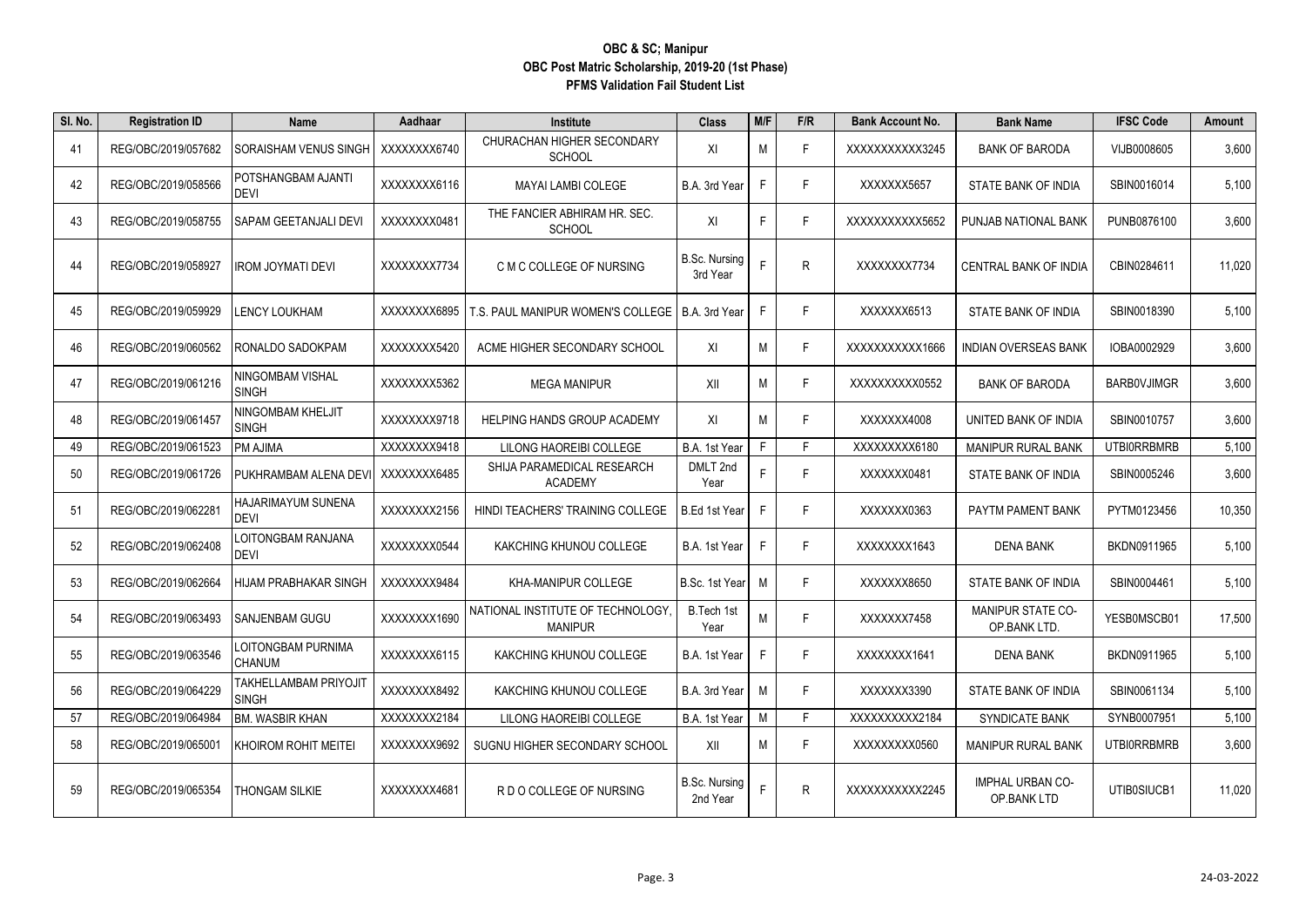**OBC & SC; Manipur**
**OBC Post Matric Scholarship, 2019-20 (1st Phase)**
**PFMS Validation Fail Student List**

| Sl. No. | Registration ID | Name | Aadhaar | Institute | Class | M/F | F/R | Bank Account No. | Bank Name | IFSC Code | Amount |
|---|---|---|---|---|---|---|---|---|---|---|---|
| 41 | REG/OBC/2019/057682 | SORAISHAM VENUS SINGH | XXXXXXXX6740 | CHURACHAN HIGHER SECONDARY SCHOOL | XI | M | F | XXXXXXXXXXX3245 | BANK OF BARODA | VIJB0008605 | 3,600 |
| 42 | REG/OBC/2019/058566 | POTSHANGBAM AJANTI DEVI | XXXXXXXX6116 | MAYAI LAMBI COLEGE | B.A. 3rd Year | F | F | XXXXXXX5657 | STATE BANK OF INDIA | SBIN0016014 | 5,100 |
| 43 | REG/OBC/2019/058755 | SAPAM GEETANJALI DEVI | XXXXXXXX0481 | THE FANCIER ABHIRAM HR. SEC. SCHOOL | XI | F | F | XXXXXXXXXXX5652 | PUNJAB NATIONAL BANK | PUNB0876100 | 3,600 |
| 44 | REG/OBC/2019/058927 | IROM JOYMATI DEVI | XXXXXXXX7734 | C M C COLLEGE OF NURSING | B.Sc. Nursing 3rd Year | F | R | XXXXXXXX7734 | CENTRAL BANK OF INDIA | CBIN0284611 | 11,020 |
| 45 | REG/OBC/2019/059929 | LENCY LOUKHAM | XXXXXXXX6895 | T.S. PAUL MANIPUR WOMEN'S COLLEGE | B.A. 3rd Year | F | F | XXXXXXX6513 | STATE BANK OF INDIA | SBIN0018390 | 5,100 |
| 46 | REG/OBC/2019/060562 | RONALDO SADOKPAM | XXXXXXXX5420 | ACME HIGHER SECONDARY SCHOOL | XI | M | F | XXXXXXXXXXX1666 | INDIAN OVERSEAS BANK | IOBA0002929 | 3,600 |
| 47 | REG/OBC/2019/061216 | NINGOMBAM VISHAL SINGH | XXXXXXXX5362 | MEGA MANIPUR | XII | M | F | XXXXXXXXXX0552 | BANK OF BARODA | BARB0VJIMGR | 3,600 |
| 48 | REG/OBC/2019/061457 | NINGOMBAM KHELJIT SINGH | XXXXXXXX9718 | HELPING HANDS GROUP ACADEMY | XI | M | F | XXXXXXX4008 | UNITED BANK OF INDIA | SBIN0010757 | 3,600 |
| 49 | REG/OBC/2019/061523 | PM AJIMA | XXXXXXXX9418 | LILONG HAOREIBI COLLEGE | B.A. 1st Year | F | F | XXXXXXXXX6180 | MANIPUR RURAL BANK | UTBI0RRBMRB | 5,100 |
| 50 | REG/OBC/2019/061726 | PUKHRAMBAM ALENA DEVI | XXXXXXXX6485 | SHIJA PARAMEDICAL RESEARCH ACADEMY | DMLT 2nd Year | F | F | XXXXXXX0481 | STATE BANK OF INDIA | SBIN0005246 | 3,600 |
| 51 | REG/OBC/2019/062281 | HAJARIMAYUM SUNENA DEVI | XXXXXXXX2156 | HINDI TEACHERS' TRAINING COLLEGE | B.Ed 1st Year | F | F | XXXXXXX0363 | PAYTM PAMENT BANK | PYTM0123456 | 10,350 |
| 52 | REG/OBC/2019/062408 | LOITONGBAM RANJANA DEVI | XXXXXXXX0544 | KAKCHING KHUNOU COLLEGE | B.A. 1st Year | F | F | XXXXXXXX1643 | DENA BANK | BKDN0911965 | 5,100 |
| 53 | REG/OBC/2019/062664 | HIJAM PRABHAKAR SINGH | XXXXXXXX9484 | KHA-MANIPUR COLLEGE | B.Sc. 1st Year | M | F | XXXXXXX8650 | STATE BANK OF INDIA | SBIN0004461 | 5,100 |
| 54 | REG/OBC/2019/063493 | SANJENBAM GUGU | XXXXXXXX1690 | NATIONAL INSTITUTE OF TECHNOLOGY, MANIPUR | B.Tech 1st Year | M | F | XXXXXXX7458 | MANIPUR STATE CO-OP.BANK LTD. | YESB0MSCB01 | 17,500 |
| 55 | REG/OBC/2019/063546 | LOITONGBAM PURNIMA CHANUM | XXXXXXXX6115 | KAKCHING KHUNOU COLLEGE | B.A. 1st Year | F | F | XXXXXXXX1641 | DENA BANK | BKDN0911965 | 5,100 |
| 56 | REG/OBC/2019/064229 | TAKHELLAMBAM PRIYOJIT SINGH | XXXXXXXX8492 | KAKCHING KHUNOU COLLEGE | B.A. 3rd Year | M | F | XXXXXXX3390 | STATE BANK OF INDIA | SBIN0061134 | 5,100 |
| 57 | REG/OBC/2019/064984 | BM. WASBIR KHAN | XXXXXXXX2184 | LILONG HAOREIBI COLLEGE | B.A. 1st Year | M | F | XXXXXXXXXX2184 | SYNDICATE BANK | SYNB0007951 | 5,100 |
| 58 | REG/OBC/2019/065001 | KHOIROM ROHIT MEITEI | XXXXXXXX9692 | SUGNU HIGHER SECONDARY SCHOOL | XII | M | F | XXXXXXXXX0560 | MANIPUR RURAL BANK | UTBI0RRBMRB | 3,600 |
| 59 | REG/OBC/2019/065354 | THONGAM SILKIE | XXXXXXXX4681 | R D O COLLEGE OF NURSING | B.Sc. Nursing 2nd Year | F | R | XXXXXXXXXXX2245 | IMPHAL URBAN CO-OP.BANK LTD | UTIB0SIUCB1 | 11,020 |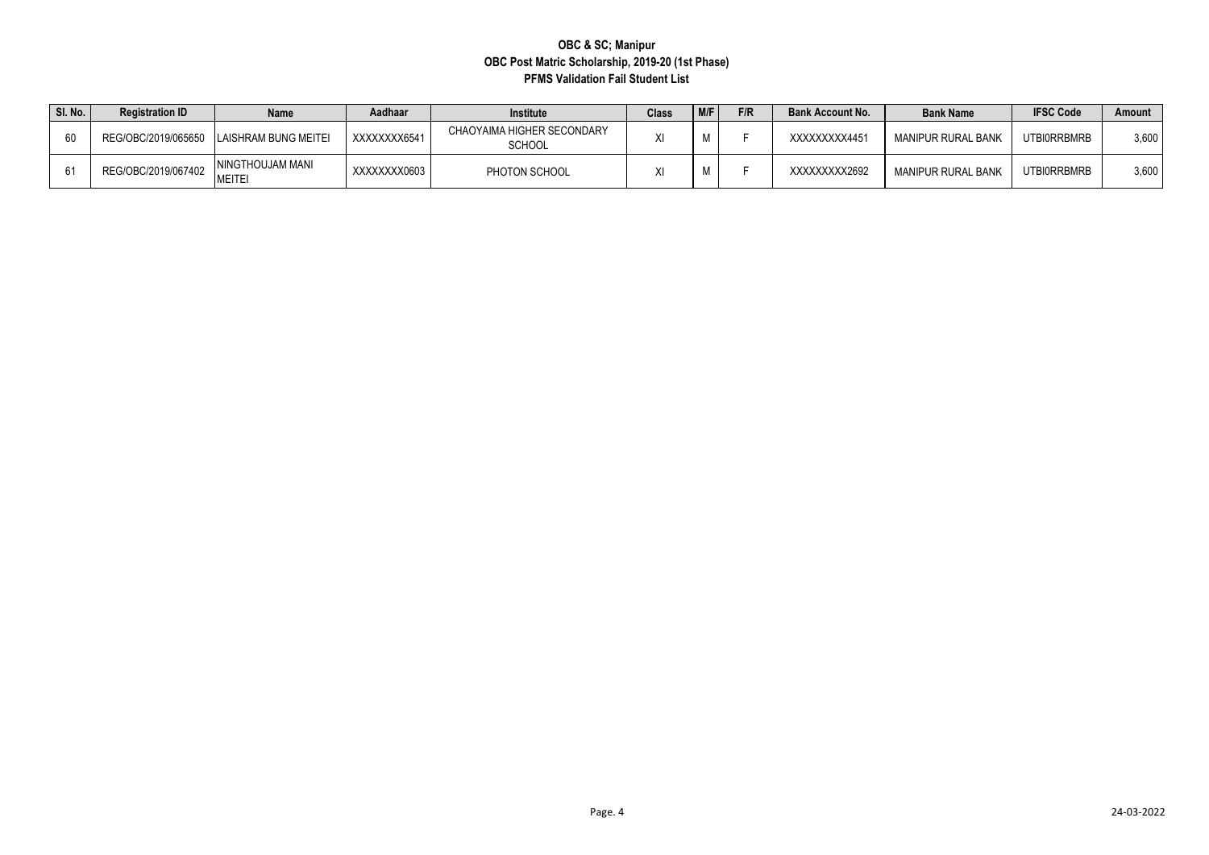**OBC & SC; Manipur**
**OBC Post Matric Scholarship, 2019-20 (1st Phase)**
**PFMS Validation Fail Student List**

| Sl. No. | Registration ID | Name | Aadhaar | Institute | Class | M/F | F/R | Bank Account No. | Bank Name | IFSC Code | Amount |
|---|---|---|---|---|---|---|---|---|---|---|---|
| 60 | REG/OBC/2019/065650 | LAISHRAM BUNG MEITEI | XXXXXXXX6541 | CHAOYAIMA HIGHER SECONDARY SCHOOL | XI | M | F | XXXXXXXXX4451 | MANIPUR RURAL BANK | UTBI0RRBMRB | 3,600 |
| 61 | REG/OBC/2019/067402 | NINGTHOUJAM MANI MEITEI | XXXXXXXX0603 | PHOTON SCHOOL | XI | M | F | XXXXXXXXX2692 | MANIPUR RURAL BANK | UTBI0RRBMRB | 3,600 |

24-03-2022